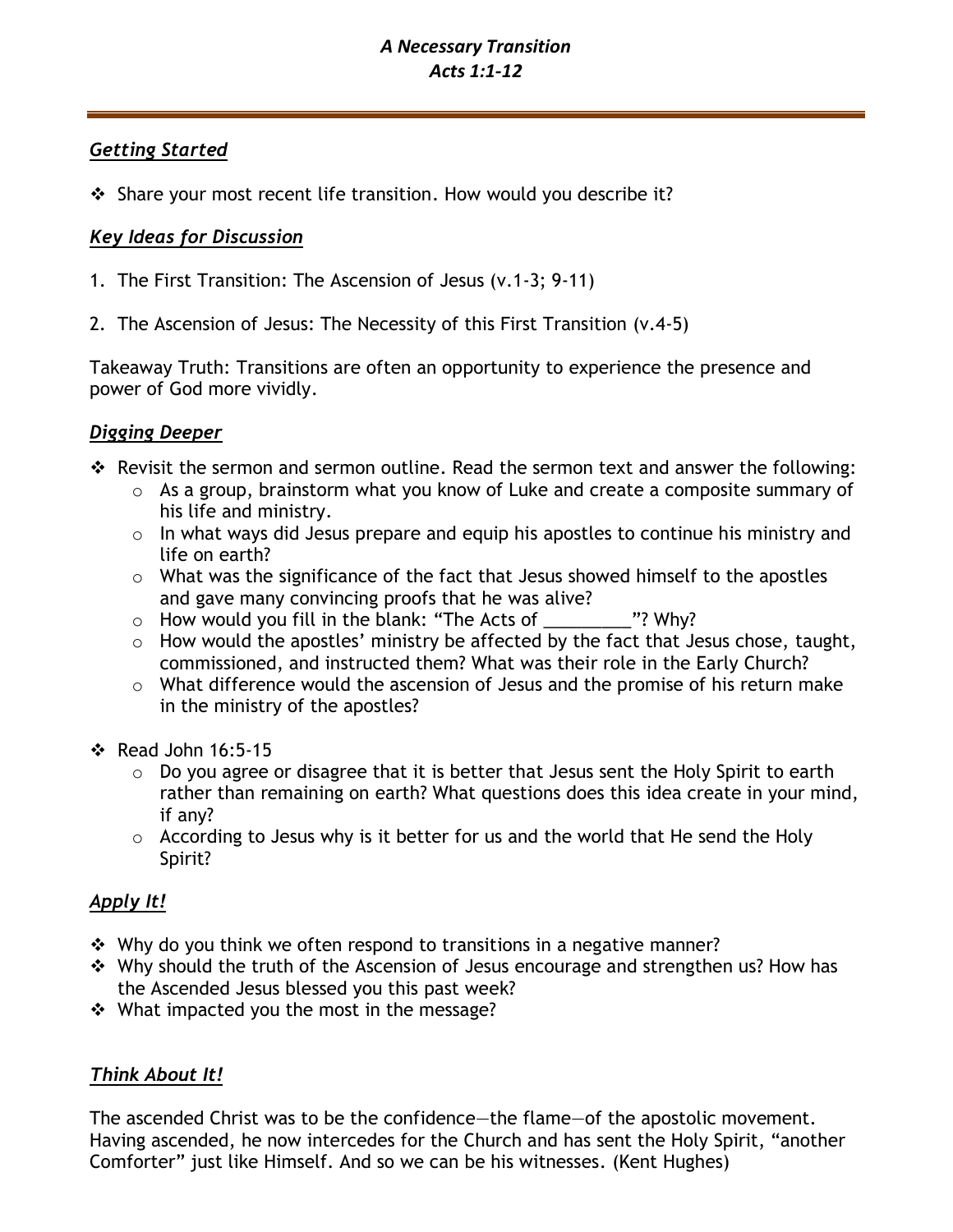# *A Necessary Transition*
## *Acts 1:1-12*

---

### ***Getting Started***

- ❖ Share your most recent life transition. How would you describe it?

### ***Key Ideas for Discussion***

1. The First Transition: The Ascension of Jesus (v.1-3; 9-11)

2. The Ascension of Jesus: The Necessity of this First Transition (v.4-5)

Takeaway Truth: Transitions are often an opportunity to experience the presence and power of God more vividly.

### ***Digging Deeper***

- ❖ Revisit the sermon and sermon outline. Read the sermon text and answer the following:
  - o As a group, brainstorm what you know of Luke and create a composite summary of his life and ministry.
  - o In what ways did Jesus prepare and equip his apostles to continue his ministry and life on earth?
  - o What was the significance of the fact that Jesus showed himself to the apostles and gave many convincing proofs that he was alive?
  - o How would you fill in the blank: "The Acts of _________"? Why?
  - o How would the apostles' ministry be affected by the fact that Jesus chose, taught, commissioned, and instructed them? What was their role in the Early Church?
  - o What difference would the ascension of Jesus and the promise of his return make in the ministry of the apostles?

- ❖ Read John 16:5-15
  - o Do you agree or disagree that it is better that Jesus sent the Holy Spirit to earth rather than remaining on earth? What questions does this idea create in your mind, if any?
  - o According to Jesus why is it better for us and the world that He send the Holy Spirit?

### ***Apply It!***

- ❖ Why do you think we often respond to transitions in a negative manner?
- ❖ Why should the truth of the Ascension of Jesus encourage and strengthen us? How has the Ascended Jesus blessed you this past week?
- ❖ What impacted you the most in the message?

### ***Think About It!***

The ascended Christ was to be the confidence—the flame—of the apostolic movement. Having ascended, he now intercedes for the Church and has sent the Holy Spirit, "another Comforter" just like Himself. And so we can be his witnesses. (Kent Hughes)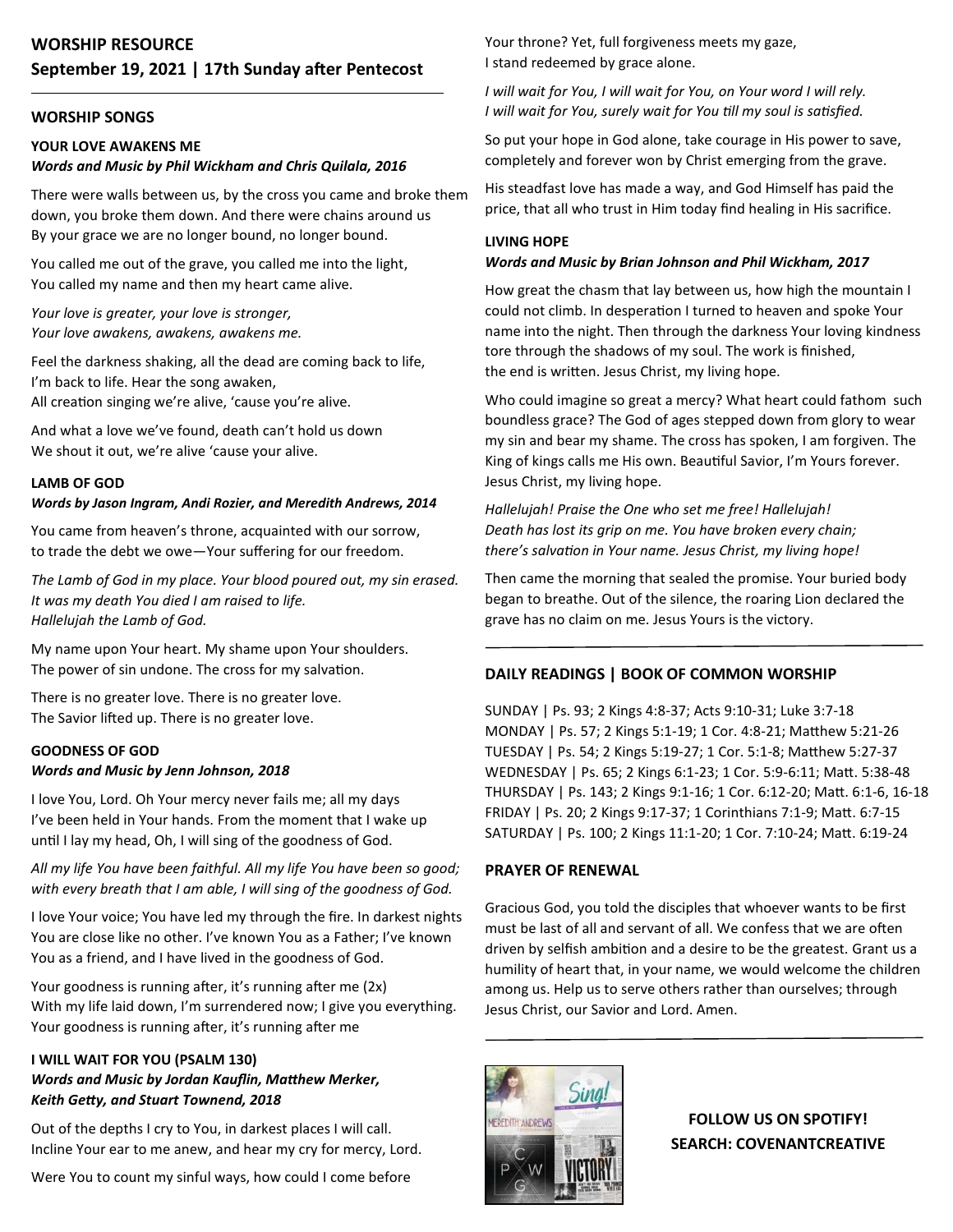## WORSHIP RESOURCE
## September 19, 2021 | 17th Sunday after Pentecost

---

### WORSHIP SONGS

**YOUR LOVE AWAKENS ME**
***Words and Music by Phil Wickham and Chris Quilala, 2016***

There were walls between us, by the cross you came and broke them down, you broke them down. And there were chains around us
By your grace we are no longer bound, no longer bound.

You called me out of the grave, you called me into the light,
You called my name and then my heart came alive.

*Your love is greater, your love is stronger,*
*Your love awakens, awakens, awakens me.*

Feel the darkness shaking, all the dead are coming back to life,
I'm back to life. Hear the song awaken,
All creation singing we're alive, 'cause you're alive.

And what a love we've found, death can't hold us down
We shout it out, we're alive 'cause your alive.

**LAMB OF GOD**
***Words by Jason Ingram, Andi Rozier, and Meredith Andrews, 2014***

You came from heaven's throne, acquainted with our sorrow,
to trade the debt we owe—Your suffering for our freedom.

*The Lamb of God in my place. Your blood poured out, my sin erased.*
*It was my death You died I am raised to life.*
*Hallelujah the Lamb of God.*

My name upon Your heart. My shame upon Your shoulders.
The power of sin undone. The cross for my salvation.

There is no greater love. There is no greater love.
The Savior lifted up. There is no greater love.

**GOODNESS OF GOD**
***Words and Music by Jenn Johnson, 2018***

I love You, Lord. Oh Your mercy never fails me; all my days
I've been held in Your hands. From the moment that I wake up
until I lay my head, Oh, I will sing of the goodness of God.

*All my life You have been faithful. All my life You have been so good; with every breath that I am able, I will sing of the goodness of God.*

I love Your voice; You have led my through the fire. In darkest nights You are close like no other. I've known You as a Father; I've known You as a friend, and I have lived in the goodness of God.

Your goodness is running after, it's running after me (2x)
With my life laid down, I'm surrendered now; I give you everything.
Your goodness is running after, it's running after me

**I WILL WAIT FOR YOU (PSALM 130)**
***Words and Music by Jordan Kauflin, Matthew Merker, Keith Getty, and Stuart Townend, 2018***

Out of the depths I cry to You, in darkest places I will call.
Incline Your ear to me anew, and hear my cry for mercy, Lord.

Were You to count my sinful ways, how could I come before Your throne? Yet, full forgiveness meets my gaze,
I stand redeemed by grace alone.

*I will wait for You, I will wait for You, on Your word I will rely.*
*I will wait for You, surely wait for You till my soul is satisfied.*

So put your hope in God alone, take courage in His power to save, completely and forever won by Christ emerging from the grave.

His steadfast love has made a way, and God Himself has paid the price, that all who trust in Him today find healing in His sacrifice.

**LIVING HOPE**
***Words and Music by Brian Johnson and Phil Wickham, 2017***

How great the chasm that lay between us, how high the mountain I could not climb. In desperation I turned to heaven and spoke Your name into the night. Then through the darkness Your loving kindness tore through the shadows of my soul. The work is finished, the end is written. Jesus Christ, my living hope.

Who could imagine so great a mercy? What heart could fathom such boundless grace? The God of ages stepped down from glory to wear my sin and bear my shame. The cross has spoken, I am forgiven. The King of kings calls me His own. Beautiful Savior, I'm Yours forever. Jesus Christ, my living hope.

*Hallelujah! Praise the One who set me free! Hallelujah! Death has lost its grip on me. You have broken every chain; there's salvation in Your name. Jesus Christ, my living hope!*

Then came the morning that sealed the promise. Your buried body began to breathe. Out of the silence, the roaring Lion declared the grave has no claim on me. Jesus Yours is the victory.

---

### DAILY READINGS | BOOK OF COMMON WORSHIP

SUNDAY | Ps. 93; 2 Kings 4:8-37; Acts 9:10-31; Luke 3:7-18
MONDAY | Ps. 57; 2 Kings 5:1-19; 1 Cor. 4:8-21; Matthew 5:21-26
TUESDAY | Ps. 54; 2 Kings 5:19-27; 1 Cor. 5:1-8; Matthew 5:27-37
WEDNESDAY | Ps. 65; 2 Kings 6:1-23; 1 Cor. 5:9-6:11; Matt. 5:38-48
THURSDAY | Ps. 143; 2 Kings 9:1-16; 1 Cor. 6:12-20; Matt. 6:1-6, 16-18
FRIDAY | Ps. 20; 2 Kings 9:17-37; 1 Corinthians 7:1-9; Matt. 6:7-15
SATURDAY | Ps. 100; 2 Kings 11:1-20; 1 Cor. 7:10-24; Matt. 6:19-24

### PRAYER OF RENEWAL

Gracious God, you told the disciples that whoever wants to be first must be last of all and servant of all. We confess that we are often driven by selfish ambition and a desire to be the greatest. Grant us a humility of heart that, in your name, we would welcome the children among us. Help us to serve others rather than ourselves; through Jesus Christ, our Savior and Lord. Amen.

---

**FOLLOW US ON SPOTIFY!**
**SEARCH: COVENANTCREATIVE**